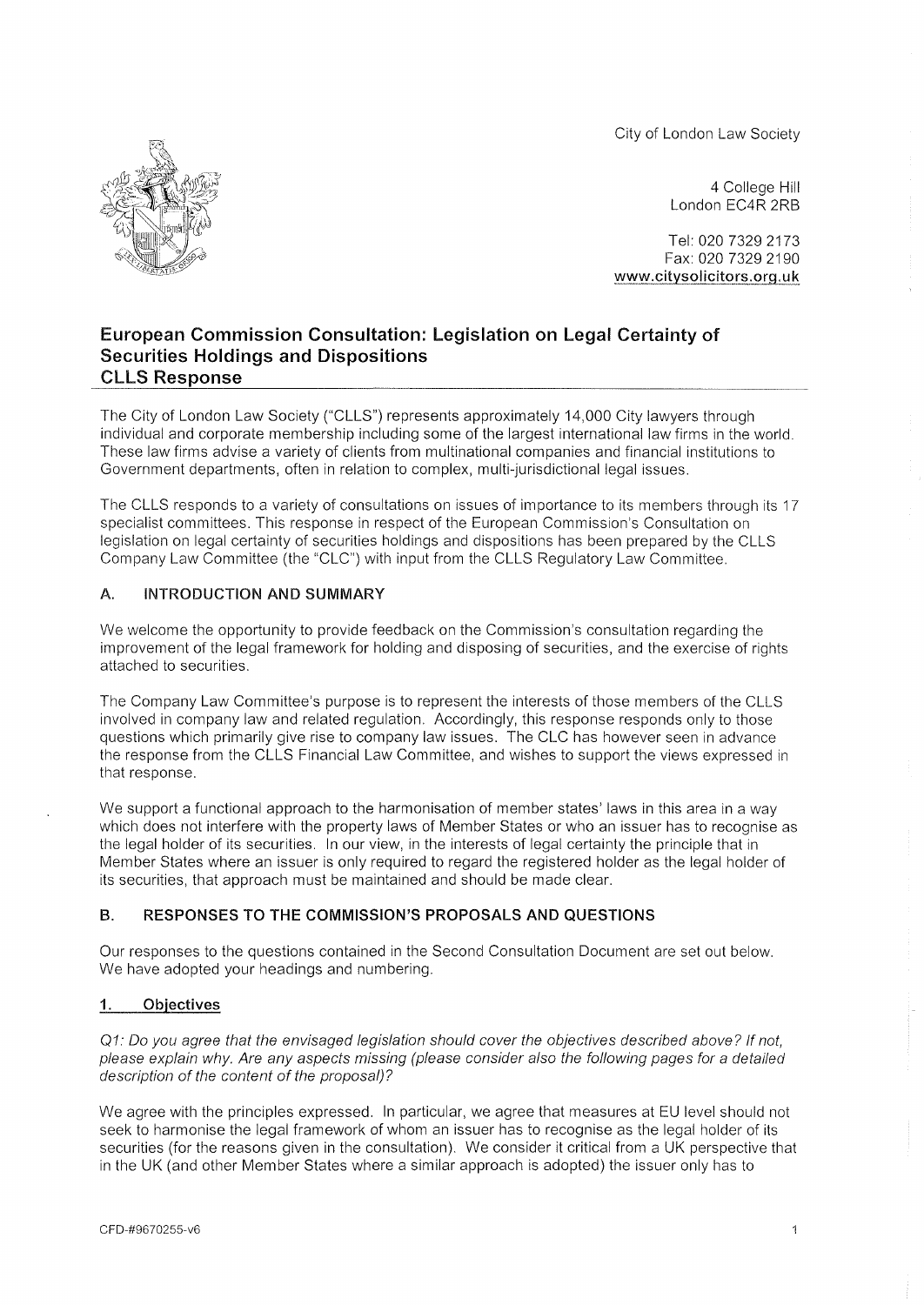City of London Law Society

4 College Hill
London EC4R 2RB

Tel: 020 7329 2173
Fax: 020 7329 2190
www.citysolicitors.org.uk

## European Commission Consultation: Legislation on Legal Certainty of Securities Holdings and Dispositions
## CLLS Response

The City of London Law Society ("CLLS") represents approximately 14,000 City lawyers through individual and corporate membership including some of the largest international law firms in the world. These law firms advise a variety of clients from multinational companies and financial institutions to Government departments, often in relation to complex, multi-jurisdictional legal issues.

The CLLS responds to a variety of consultations on issues of importance to its members through its 17 specialist committees. This response in respect of the European Commission's Consultation on legislation on legal certainty of securities holdings and dispositions has been prepared by the CLLS Company Law Committee (the "CLC") with input from the CLLS Regulatory Law Committee.

### A. INTRODUCTION AND SUMMARY

We welcome the opportunity to provide feedback on the Commission's consultation regarding the improvement of the legal framework for holding and disposing of securities, and the exercise of rights attached to securities.

The Company Law Committee's purpose is to represent the interests of those members of the CLLS involved in company law and related regulation. Accordingly, this response responds only to those questions which primarily give rise to company law issues. The CLC has however seen in advance the response from the CLLS Financial Law Committee, and wishes to support the views expressed in that response.

We support a functional approach to the harmonisation of member states' laws in this area in a way which does not interfere with the property laws of Member States or who an issuer has to recognise as the legal holder of its securities. In our view, in the interests of legal certainty the principle that in Member States where an issuer is only required to regard the registered holder as the legal holder of its securities, that approach must be maintained and should be made clear.

### B. RESPONSES TO THE COMMISSION'S PROPOSALS AND QUESTIONS

Our responses to the questions contained in the Second Consultation Document are set out below. We have adopted your headings and numbering.

#### 1. Objectives

*Q1: Do you agree that the envisaged legislation should cover the objectives described above? If not, please explain why. Are any aspects missing (please consider also the following pages for a detailed description of the content of the proposal)?*

We agree with the principles expressed. In particular, we agree that measures at EU level should not seek to harmonise the legal framework of whom an issuer has to recognise as the legal holder of its securities (for the reasons given in the consultation). We consider it critical from a UK perspective that in the UK (and other Member States where a similar approach is adopted) the issuer only has to

CFD-#9670255-v6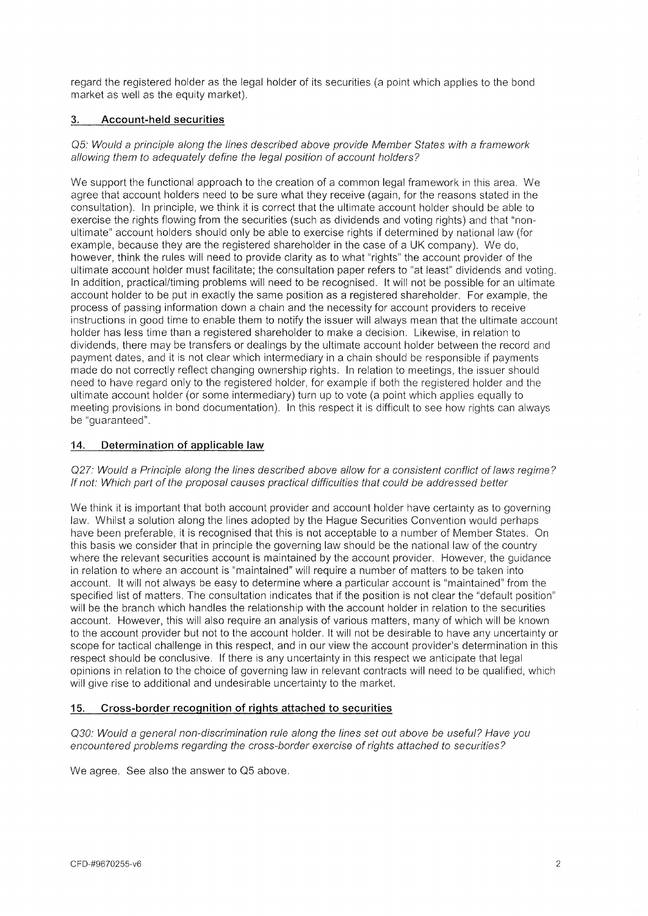regard the registered holder as the legal holder of its securities (a point which applies to the bond market as well as the equity market).

## 3. Account-held securities

*Q5: Would a principle along the lines described above provide Member States with a framework allowing them to adequately define the legal position of account holders?*

We support the functional approach to the creation of a common legal framework in this area. We agree that account holders need to be sure what they receive (again, for the reasons stated in the consultation). In principle, we think it is correct that the ultimate account holder should be able to exercise the rights flowing from the securities (such as dividends and voting rights) and that "non-ultimate" account holders should only be able to exercise rights if determined by national law (for example, because they are the registered shareholder in the case of a UK company). We do, however, think the rules will need to provide clarity as to what "rights" the account provider of the ultimate account holder must facilitate; the consultation paper refers to "at least" dividends and voting. In addition, practical/timing problems will need to be recognised. It will not be possible for an ultimate account holder to be put in exactly the same position as a registered shareholder. For example, the process of passing information down a chain and the necessity for account providers to receive instructions in good time to enable them to notify the issuer will always mean that the ultimate account holder has less time than a registered shareholder to make a decision. Likewise, in relation to dividends, there may be transfers or dealings by the ultimate account holder between the record and payment dates, and it is not clear which intermediary in a chain should be responsible if payments made do not correctly reflect changing ownership rights. In relation to meetings, the issuer should need to have regard only to the registered holder, for example if both the registered holder and the ultimate account holder (or some intermediary) turn up to vote (a point which applies equally to meeting provisions in bond documentation). In this respect it is difficult to see how rights can always be "guaranteed".

## 14. Determination of applicable law

*Q27: Would a Principle along the lines described above allow for a consistent conflict of laws regime? If not: Which part of the proposal causes practical difficulties that could be addressed better*

We think it is important that both account provider and account holder have certainty as to governing law. Whilst a solution along the lines adopted by the Hague Securities Convention would perhaps have been preferable, it is recognised that this is not acceptable to a number of Member States. On this basis we consider that in principle the governing law should be the national law of the country where the relevant securities account is maintained by the account provider. However, the guidance in relation to where an account is "maintained" will require a number of matters to be taken into account. It will not always be easy to determine where a particular account is "maintained" from the specified list of matters. The consultation indicates that if the position is not clear the "default position" will be the branch which handles the relationship with the account holder in relation to the securities account. However, this will also require an analysis of various matters, many of which will be known to the account provider but not to the account holder. It will not be desirable to have any uncertainty or scope for tactical challenge in this respect, and in our view the account provider's determination in this respect should be conclusive. If there is any uncertainty in this respect we anticipate that legal opinions in relation to the choice of governing law in relevant contracts will need to be qualified, which will give rise to additional and undesirable uncertainty to the market.

## 15. Cross-border recognition of rights attached to securities

*Q30: Would a general non-discrimination rule along the lines set out above be useful? Have you encountered problems regarding the cross-border exercise of rights attached to securities?*

We agree. See also the answer to Q5 above.

CFD-#9670255-v6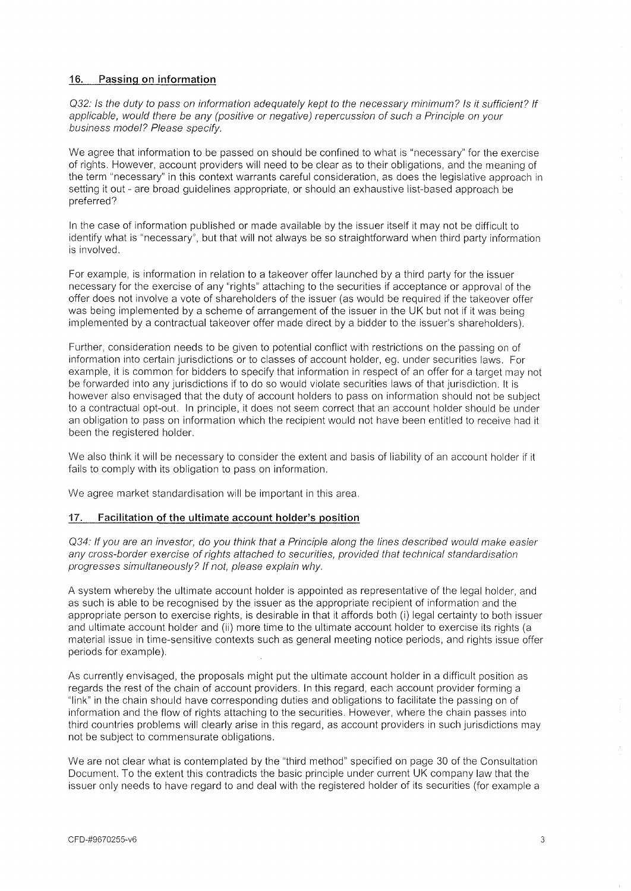## 16. Passing on information

*Q32: Is the duty to pass on information adequately kept to the necessary minimum? Is it sufficient? If applicable, would there be any (positive or negative) repercussion of such a Principle on your business model? Please specify.*

We agree that information to be passed on should be confined to what is "necessary" for the exercise of rights. However, account providers will need to be clear as to their obligations, and the meaning of the term "necessary" in this context warrants careful consideration, as does the legislative approach in setting it out - are broad guidelines appropriate, or should an exhaustive list-based approach be preferred?

In the case of information published or made available by the issuer itself it may not be difficult to identify what is "necessary", but that will not always be so straightforward when third party information is involved.

For example, is information in relation to a takeover offer launched by a third party for the issuer necessary for the exercise of any "rights" attaching to the securities if acceptance or approval of the offer does not involve a vote of shareholders of the issuer (as would be required if the takeover offer was being implemented by a scheme of arrangement of the issuer in the UK but not if it was being implemented by a contractual takeover offer made direct by a bidder to the issuer's shareholders).

Further, consideration needs to be given to potential conflict with restrictions on the passing on of information into certain jurisdictions or to classes of account holder, eg. under securities laws. For example, it is common for bidders to specify that information in respect of an offer for a target may not be forwarded into any jurisdictions if to do so would violate securities laws of that jurisdiction. It is however also envisaged that the duty of account holders to pass on information should not be subject to a contractual opt-out. In principle, it does not seem correct that an account holder should be under an obligation to pass on information which the recipient would not have been entitled to receive had it been the registered holder.

We also think it will be necessary to consider the extent and basis of liability of an account holder if it fails to comply with its obligation to pass on information.

We agree market standardisation will be important in this area.

## 17. Facilitation of the ultimate account holder's position

*Q34: If you are an investor, do you think that a Principle along the lines described would make easier any cross-border exercise of rights attached to securities, provided that technical standardisation progresses simultaneously? If not, please explain why.*

A system whereby the ultimate account holder is appointed as representative of the legal holder, and as such is able to be recognised by the issuer as the appropriate recipient of information and the appropriate person to exercise rights, is desirable in that it affords both (i) legal certainty to both issuer and ultimate account holder and (ii) more time to the ultimate account holder to exercise its rights (a material issue in time-sensitive contexts such as general meeting notice periods, and rights issue offer periods for example).

As currently envisaged, the proposals might put the ultimate account holder in a difficult position as regards the rest of the chain of account providers. In this regard, each account provider forming a "link" in the chain should have corresponding duties and obligations to facilitate the passing on of information and the flow of rights attaching to the securities. However, where the chain passes into third countries problems will clearly arise in this regard, as account providers in such jurisdictions may not be subject to commensurate obligations.

We are not clear what is contemplated by the "third method" specified on page 30 of the Consultation Document. To the extent this contradicts the basic principle under current UK company law that the issuer only needs to have regard to and deal with the registered holder of its securities (for example a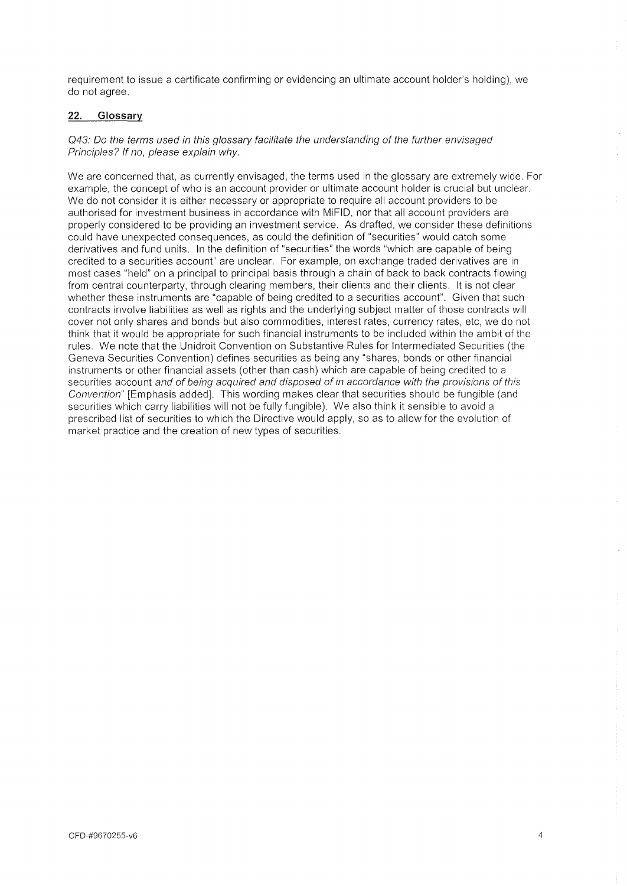requirement to issue a certificate confirming or evidencing an ultimate account holder's holding), we do not agree.

## 22. Glossary

*Q43: Do the terms used in this glossary facilitate the understanding of the further envisaged Principles? If no, please explain why.*

We are concerned that, as currently envisaged, the terms used in the glossary are extremely wide. For example, the concept of who is an account provider or ultimate account holder is crucial but unclear. We do not consider it is either necessary or appropriate to require all account providers to be authorised for investment business in accordance with MiFID, nor that all account providers are properly considered to be providing an investment service. As drafted, we consider these definitions could have unexpected consequences, as could the definition of "securities" would catch some derivatives and fund units. In the definition of "securities" the words "which are capable of being credited to a securities account" are unclear. For example, on exchange traded derivatives are in most cases "held" on a principal to principal basis through a chain of back to back contracts flowing from central counterparty, through clearing members, their clients and their clients. It is not clear whether these instruments are "capable of being credited to a securities account". Given that such contracts involve liabilities as well as rights and the underlying subject matter of those contracts will cover not only shares and bonds but also commodities, interest rates, currency rates, etc, we do not think that it would be appropriate for such financial instruments to be included within the ambit of the rules. We note that the Unidroit Convention on Substantive Rules for Intermediated Securities (the Geneva Securities Convention) defines securities as being any "shares, bonds or other financial instruments or other financial assets (other than cash) which are capable of being credited to a securities account *and of being acquired and disposed of in accordance with the provisions of this Convention*" [Emphasis added]. This wording makes clear that securities should be fungible (and securities which carry liabilities will not be fully fungible). We also think it sensible to avoid a prescribed list of securities to which the Directive would apply, so as to allow for the evolution of market practice and the creation of new types of securities.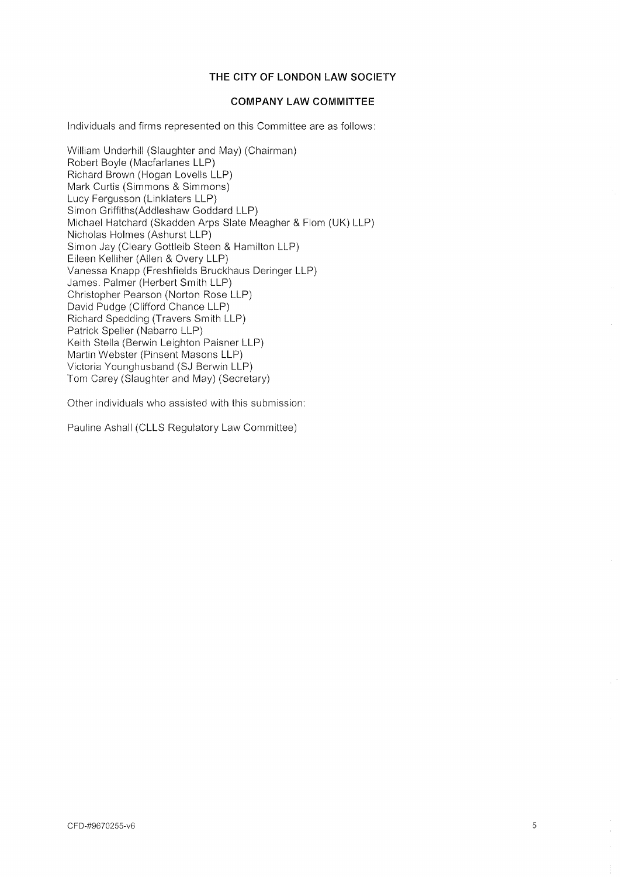## THE CITY OF LONDON LAW SOCIETY

### COMPANY LAW COMMITTEE

Individuals and firms represented on this Committee are as follows:

William Underhill (Slaughter and May) (Chairman)
Robert Boyle (Macfarlanes LLP)
Richard Brown (Hogan Lovells LLP)
Mark Curtis (Simmons & Simmons)
Lucy Fergusson (Linklaters LLP)
Simon Griffiths(Addleshaw Goddard LLP)
Michael Hatchard (Skadden Arps Slate Meagher & Flom (UK) LLP)
Nicholas Holmes (Ashurst LLP)
Simon Jay (Cleary Gottleib Steen & Hamilton LLP)
Eileen Kelliher (Allen & Overy LLP)
Vanessa Knapp (Freshfields Bruckhaus Deringer LLP)
James. Palmer (Herbert Smith LLP)
Christopher Pearson (Norton Rose LLP)
David Pudge (Clifford Chance LLP)
Richard Spedding (Travers Smith LLP)
Patrick Speller (Nabarro LLP)
Keith Stella (Berwin Leighton Paisner LLP)
Martin Webster (Pinsent Masons LLP)
Victoria Younghusband (SJ Berwin LLP)
Tom Carey (Slaughter and May) (Secretary)

Other individuals who assisted with this submission:

Pauline Ashall (CLLS Regulatory Law Committee)

CFD-#9670255-v6